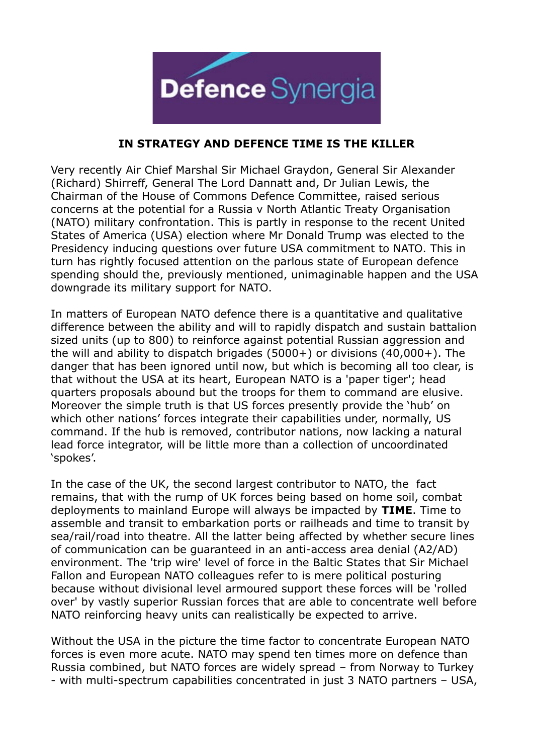Defence Synergia

# IN STRATEGY AND DEFENCE TIME IS THE KILLER

Very recently Air Chief Marshal Sir Michael Graydon, General Sir Alexander (Richard) Shirreff, General The Lord Dannatt and, Dr Julian Lewis, the Chairman of the House of Commons Defence Committee, raised serious concerns at the potential for a Russia v North Atlantic Treaty Organisation (NATO) military confrontation. This is partly in response to the recent United States of America (USA) election where Mr Donald Trump was elected to the Presidency inducing questions over future USA commitment to NATO. This in turn has rightly focused attention on the parlous state of European defence spending should the, previously mentioned, unimaginable happen and the USA downgrade its military support for NATO.

In matters of European NATO defence there is a quantitative and qualitative difference between the ability and will to rapidly dispatch and sustain battalion sized units (up to 800) to reinforce against potential Russian aggression and the will and ability to dispatch brigades (5000+) or divisions (40,000+). The danger that has been ignored until now, but which is becoming all too clear, is that without the USA at its heart, European NATO is a 'paper tiger'; head quarters proposals abound but the troops for them to command are elusive. Moreover the simple truth is that US forces presently provide the 'hub' on which other nations' forces integrate their capabilities under, normally, US command. If the hub is removed, contributor nations, now lacking a natural lead force integrator, will be little more than a collection of uncoordinated 'spokes'.

In the case of the UK, the second largest contributor to NATO, the fact remains, that with the rump of UK forces being based on home soil, combat deployments to mainland Europe will always be impacted by **TIME**. Time to assemble and transit to embarkation ports or railheads and time to transit by sea/rail/road into theatre. All the latter being affected by whether secure lines of communication can be guaranteed in an anti-access area denial (A2/AD) environment. The 'trip wire' level of force in the Baltic States that Sir Michael Fallon and European NATO colleagues refer to is mere political posturing because without divisional level armoured support these forces will be 'rolled over' by vastly superior Russian forces that are able to concentrate well before NATO reinforcing heavy units can realistically be expected to arrive.

Without the USA in the picture the time factor to concentrate European NATO forces is even more acute. NATO may spend ten times more on defence than Russia combined, but NATO forces are widely spread – from Norway to Turkey - with multi-spectrum capabilities concentrated in just 3 NATO partners – USA,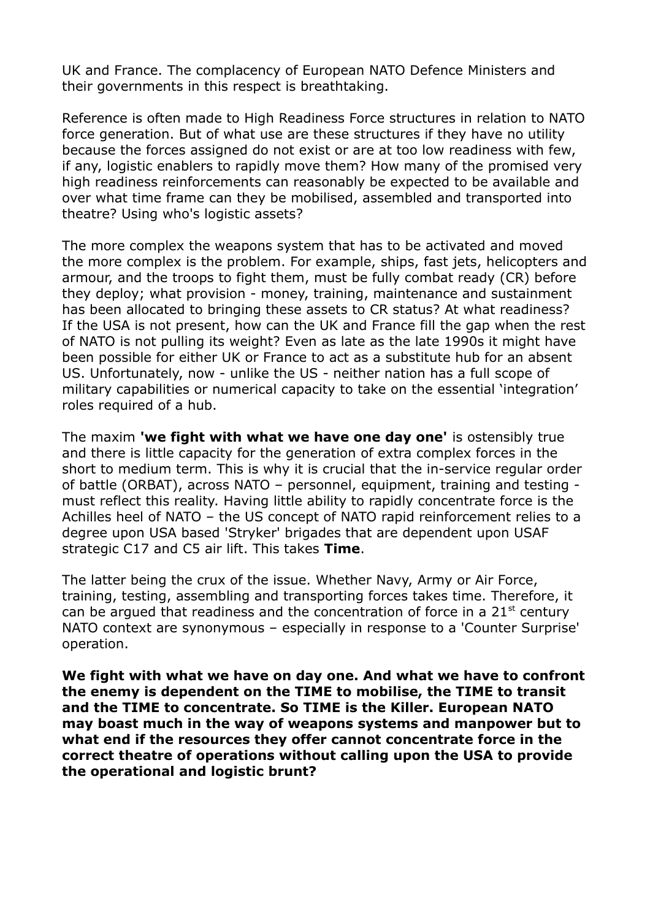UK and France. The complacency of European NATO Defence Ministers and their governments in this respect is breathtaking.

Reference is often made to High Readiness Force structures in relation to NATO force generation. But of what use are these structures if they have no utility because the forces assigned do not exist or are at too low readiness with few, if any, logistic enablers to rapidly move them? How many of the promised very high readiness reinforcements can reasonably be expected to be available and over what time frame can they be mobilised, assembled and transported into theatre? Using who's logistic assets?

The more complex the weapons system that has to be activated and moved the more complex is the problem. For example, ships, fast jets, helicopters and armour, and the troops to fight them, must be fully combat ready (CR) before they deploy; what provision - money, training, maintenance and sustainment has been allocated to bringing these assets to CR status? At what readiness? If the USA is not present, how can the UK and France fill the gap when the rest of NATO is not pulling its weight? Even as late as the late 1990s it might have been possible for either UK or France to act as a substitute hub for an absent US. Unfortunately, now - unlike the US - neither nation has a full scope of military capabilities or numerical capacity to take on the essential 'integration' roles required of a hub.

The maxim **'we fight with what we have one day one'** is ostensibly true and there is little capacity for the generation of extra complex forces in the short to medium term. This is why it is crucial that the in-service regular order of battle (ORBAT), across NATO – personnel, equipment, training and testing - must reflect this reality. Having little ability to rapidly concentrate force is the Achilles heel of NATO – the US concept of NATO rapid reinforcement relies to a degree upon USA based 'Stryker' brigades that are dependent upon USAF strategic C17 and C5 air lift. This takes **Time**.

The latter being the crux of the issue. Whether Navy, Army or Air Force, training, testing, assembling and transporting forces takes time. Therefore, it can be argued that readiness and the concentration of force in a 21st century NATO context are synonymous – especially in response to a 'Counter Surprise' operation.

**We fight with what we have on day one. And what we have to confront the enemy is dependent on the TIME to mobilise, the TIME to transit and the TIME to concentrate. So TIME is the Killer. European NATO may boast much in the way of weapons systems and manpower but to what end if the resources they offer cannot concentrate force in the correct theatre of operations without calling upon the USA to provide the operational and logistic brunt?**